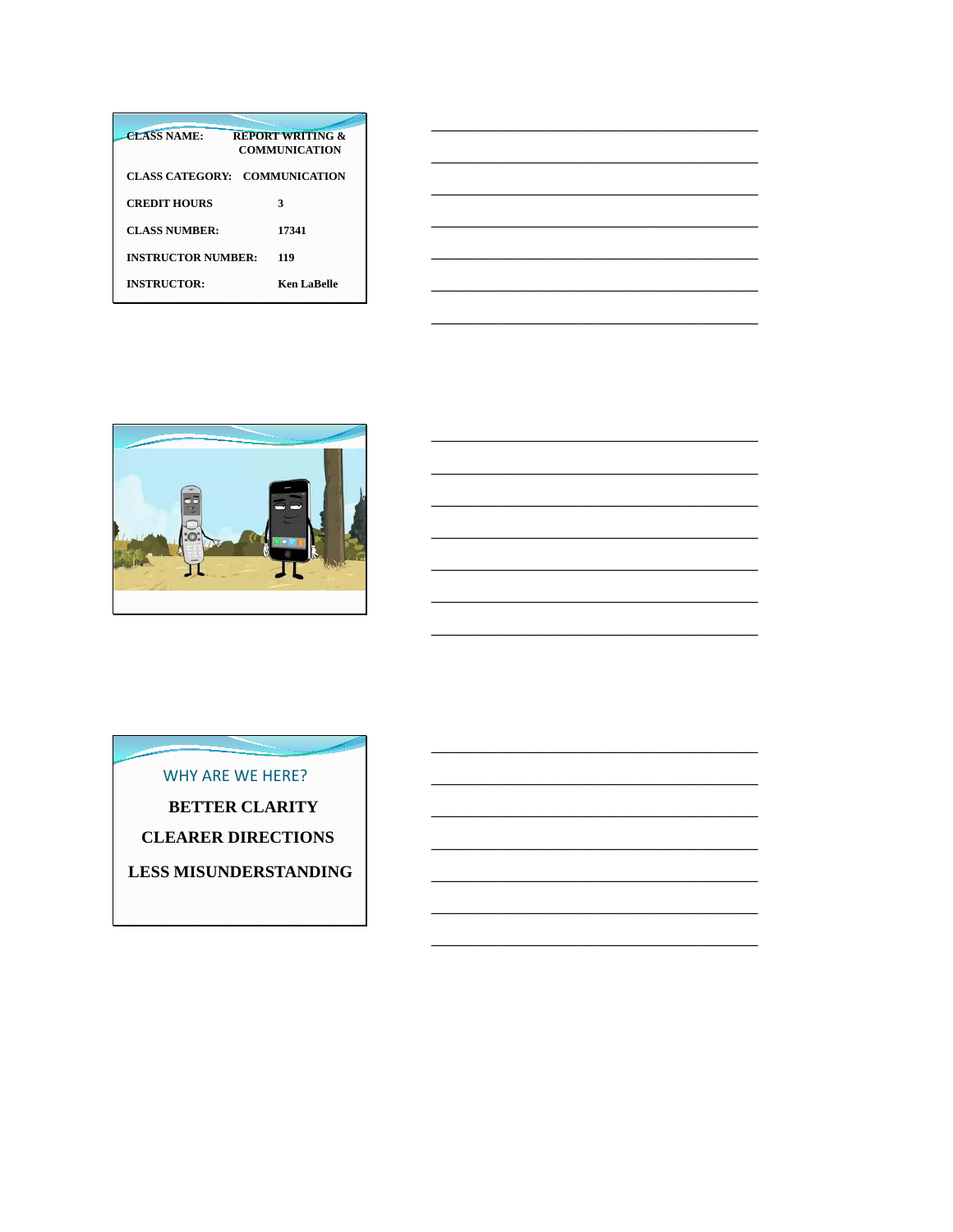| CLASS NAME: | REPORT WRITING & COMMUNICATION |
|---|---|
| CLASS CATEGORY: | COMMUNICATION |
| CREDIT HOURS | 3 |
| CLASS NUMBER: | 17341 |
| INSTRUCTOR NUMBER: | 119 |
| INSTRUCTOR: | Ken LaBelle |

WHY ARE WE HERE?

**BETTER CLARITY**

**CLEARER DIRECTIONS**

**LESS MISUNDERSTANDING**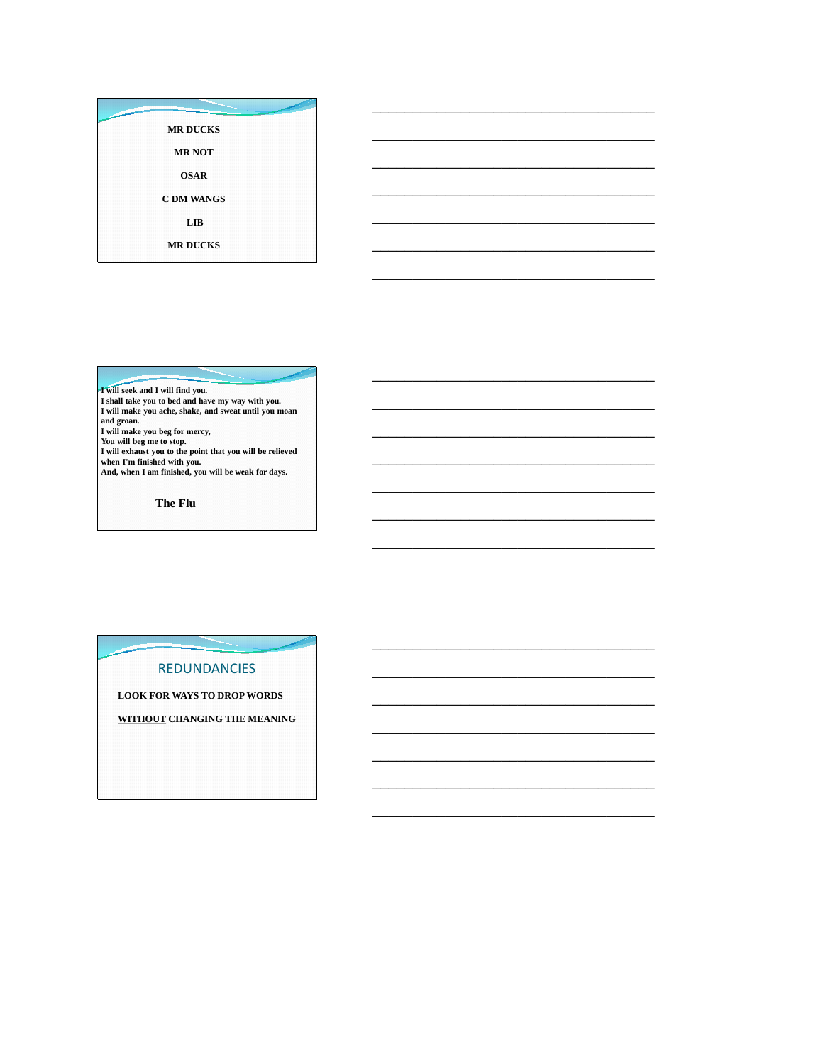MR DUCKS

MR NOT

OSAR

C DM WANGS

LIB

MR DUCKS

---

**I will seek and I will find you.**
**I shall take you to bed and have my way with you.**
**I will make you ache, shake, and sweat until you moan and groan.**
**I will make you beg for mercy,**
**You will beg me to stop.**
**I will exhaust you to the point that you will be relieved when I'm finished with you.**
**And, when I am finished, you will be weak for days.**

**The Flu**

---

## REDUNDANCIES

**LOOK FOR WAYS TO DROP WORDS**

**WITHOUT CHANGING THE MEANING**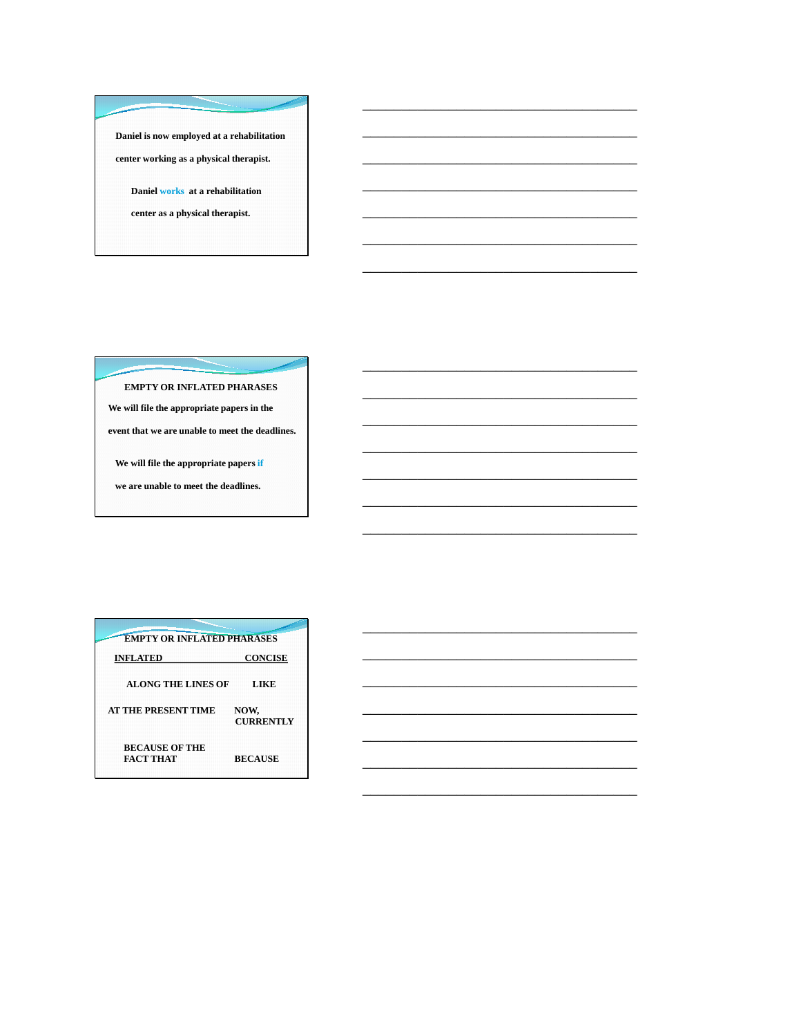Daniel is now employed at a rehabilitation center working as a physical therapist.

Daniel works at a rehabilitation center as a physical therapist.

---

**EMPTY OR INFLATED PHARASES**

We will file the appropriate papers in the event that we are unable to meet the deadlines.

We will file the appropriate papers if we are unable to meet the deadlines.

---

**EMPTY OR INFLATED PHARASES**

| INFLATED | CONCISE |
|---|---|
| ALONG THE LINES OF | LIKE |
| AT THE PRESENT TIME | NOW, CURRENTLY |
| BECAUSE OF THE FACT THAT | BECAUSE |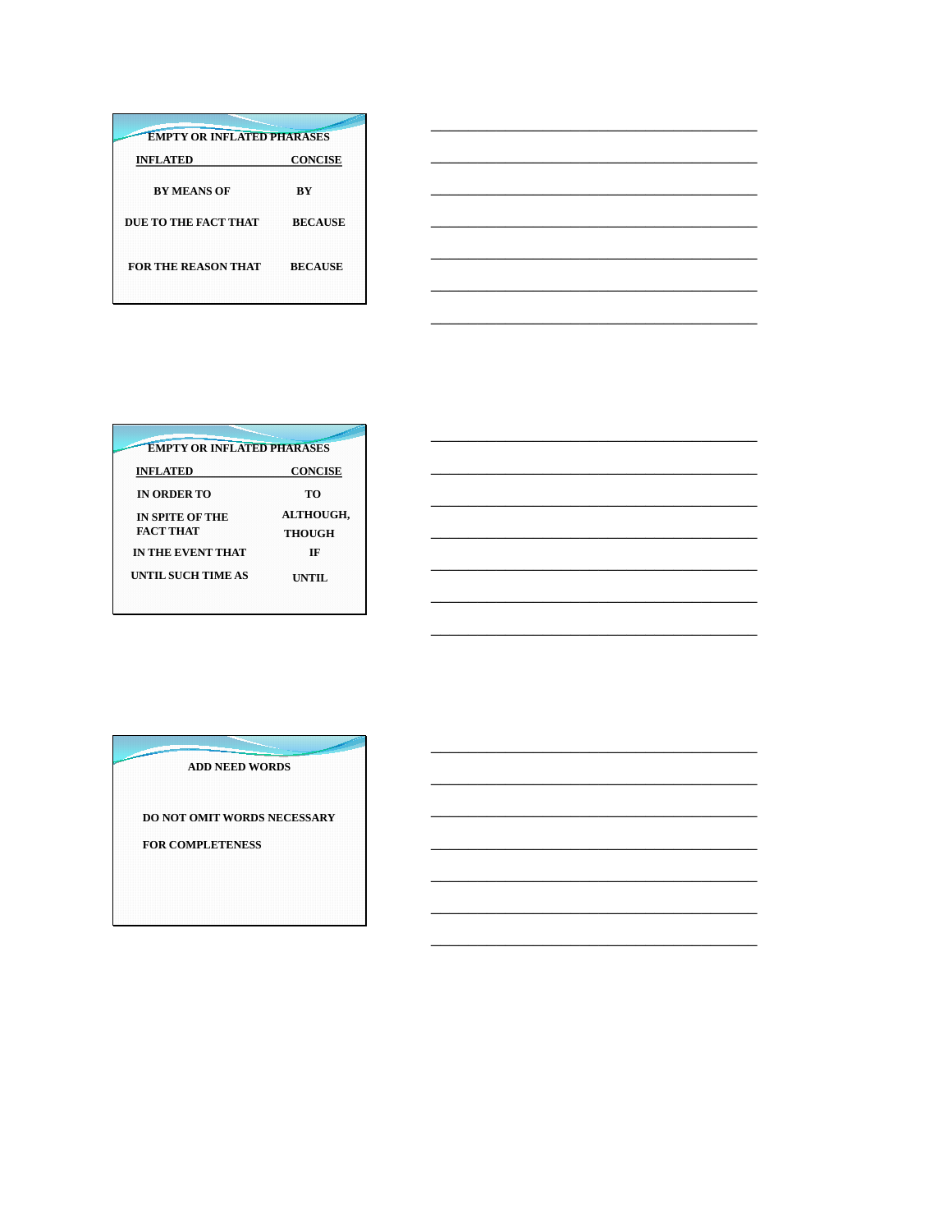## EMPTY OR INFLATED PHARASES

| INFLATED | CONCISE |
|---|---|
| BY MEANS OF | BY |
| DUE TO THE FACT THAT | BECAUSE |
| FOR THE REASON THAT | BECAUSE |

## EMPTY OR INFLATED PHARASES

| INFLATED | CONCISE |
|---|---|
| IN ORDER TO | TO |
| IN SPITE OF THE FACT THAT | ALTHOUGH, THOUGH |
| IN THE EVENT THAT | IF |
| UNTIL SUCH TIME AS | UNTIL |

## ADD NEED WORDS

DO NOT OMIT WORDS NECESSARY FOR COMPLETENESS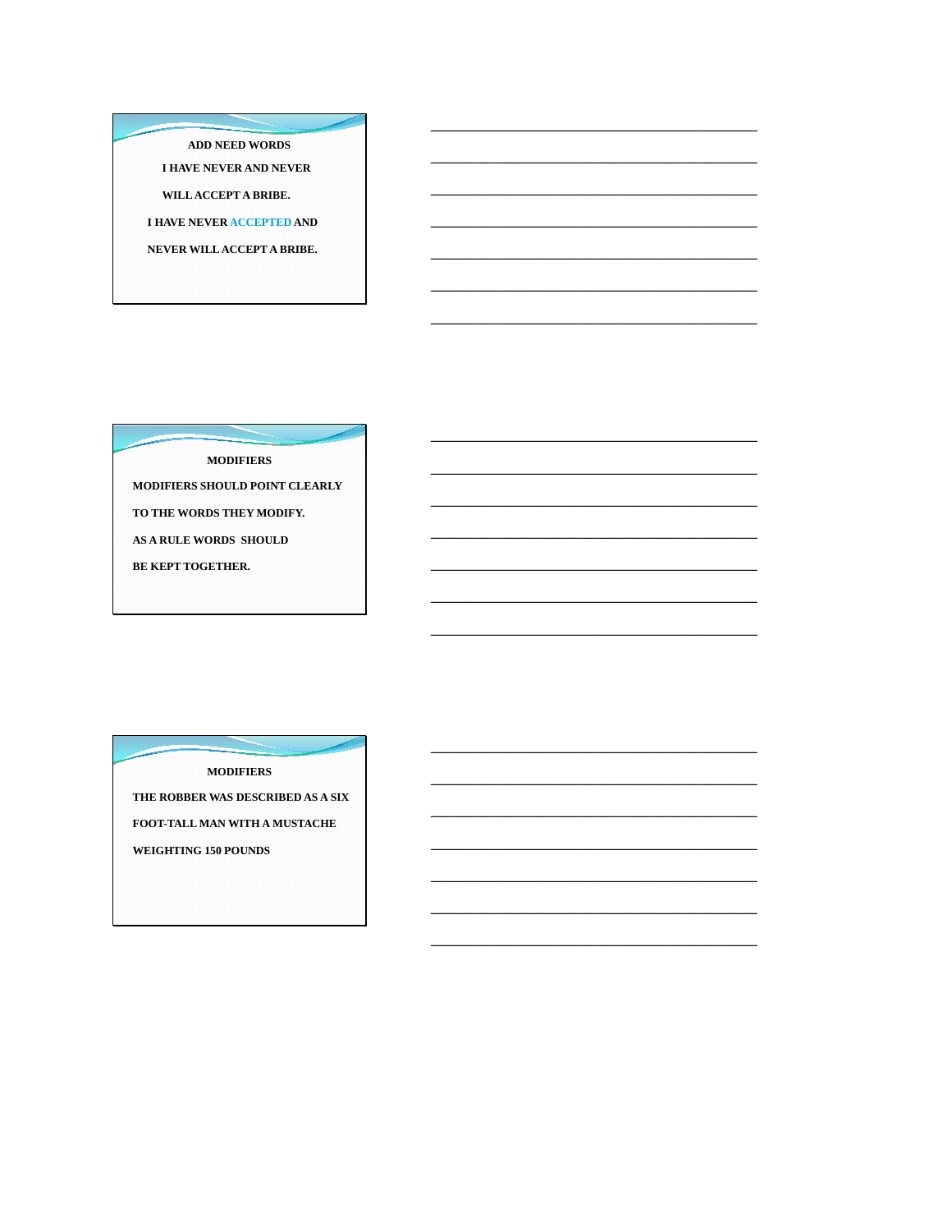## ADD NEED WORDS

I HAVE NEVER AND NEVER

WILL ACCEPT A BRIBE.

I HAVE NEVER ACCEPTED AND

NEVER WILL ACCEPT A BRIBE.

## MODIFIERS

MODIFIERS SHOULD POINT CLEARLY

TO THE WORDS THEY MODIFY.

AS A RULE WORDS SHOULD

BE KEPT TOGETHER.

## MODIFIERS

THE ROBBER WAS DESCRIBED AS A SIX

FOOT-TALL MAN WITH A MUSTACHE

WEIGHTING 150 POUNDS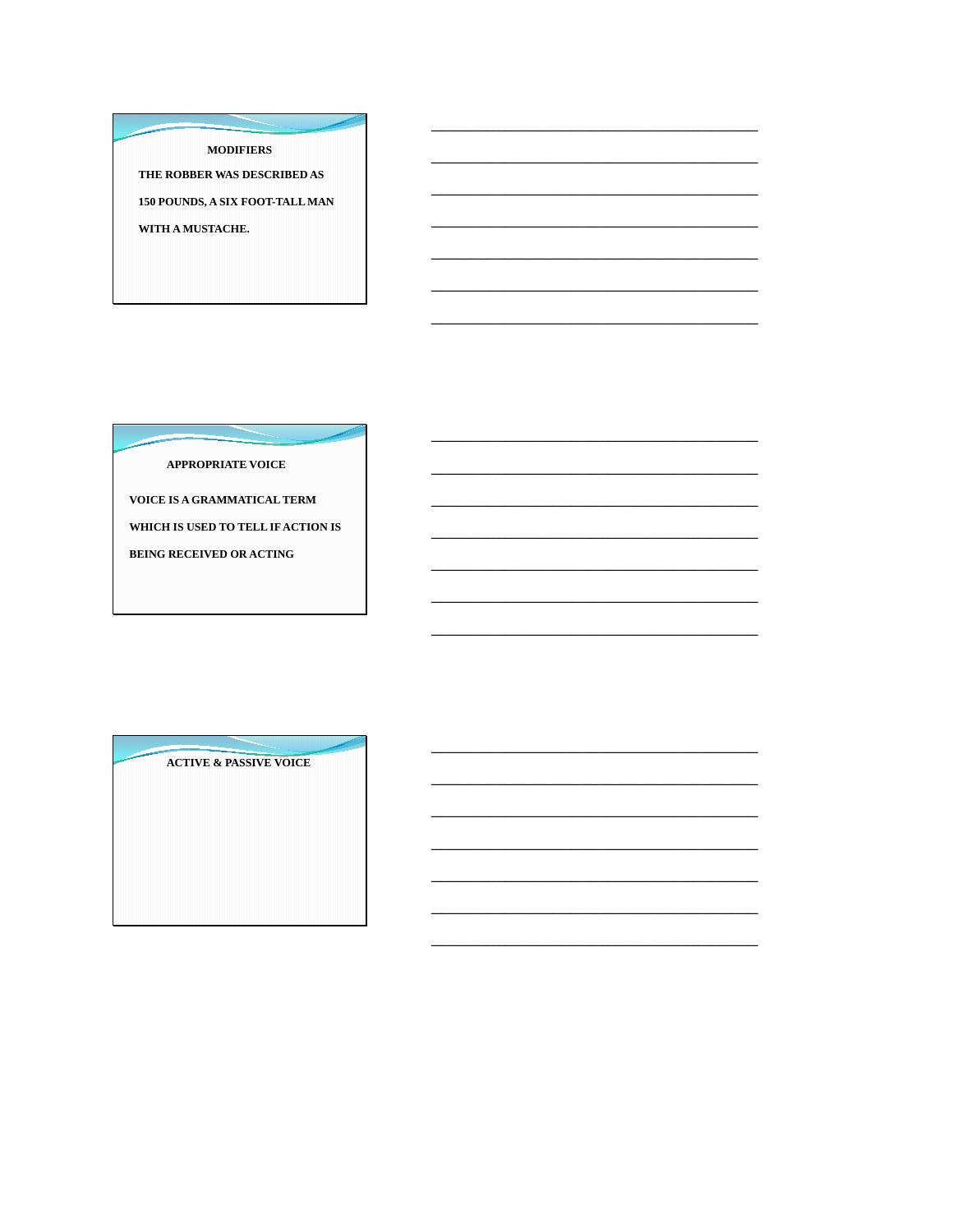## MODIFIERS

THE ROBBER WAS DESCRIBED AS

150 POUNDS, A SIX FOOT-TALL MAN

WITH A MUSTACHE.

## APPROPRIATE VOICE

VOICE IS A GRAMMATICAL TERM

WHICH IS USED TO TELL IF ACTION IS

BEING RECEIVED OR ACTING

## ACTIVE & PASSIVE VOICE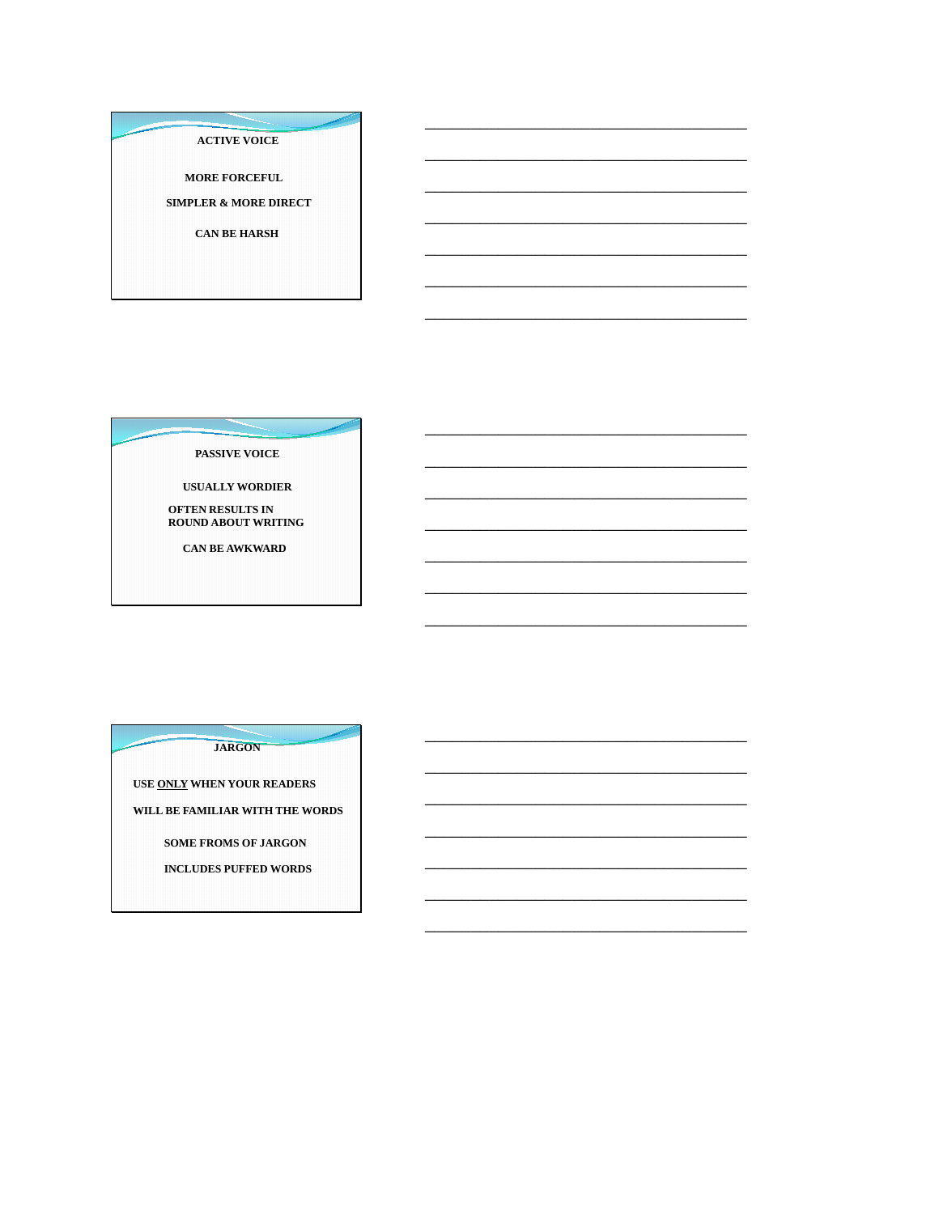## ACTIVE VOICE

MORE FORCEFUL

SIMPLER & MORE DIRECT

CAN BE HARSH

## PASSIVE VOICE

USUALLY WORDIER

OFTEN RESULTS IN
ROUND ABOUT WRITING

CAN BE AWKWARD

## JARGON

USE <u>ONLY</u> WHEN YOUR READERS

WILL BE FAMILIAR WITH THE WORDS

SOME FROMS OF JARGON

INCLUDES PUFFED WORDS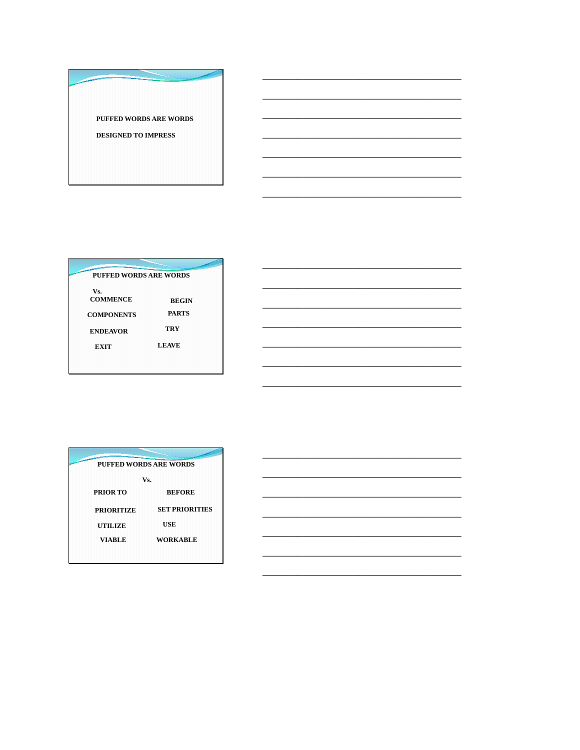PUFFED WORDS ARE WORDS

DESIGNED TO IMPRESS

PUFFED WORDS ARE WORDS

| Vs. | |
|---|---|
| COMMENCE | BEGIN |
| COMPONENTS | PARTS |
| ENDEAVOR | TRY |
| EXIT | LEAVE |

PUFFED WORDS ARE WORDS

| Vs. | |
|---|---|
| PRIOR TO | BEFORE |
| PRIORITIZE | SET PRIORITIES |
| UTILIZE | USE |
| VIABLE | WORKABLE |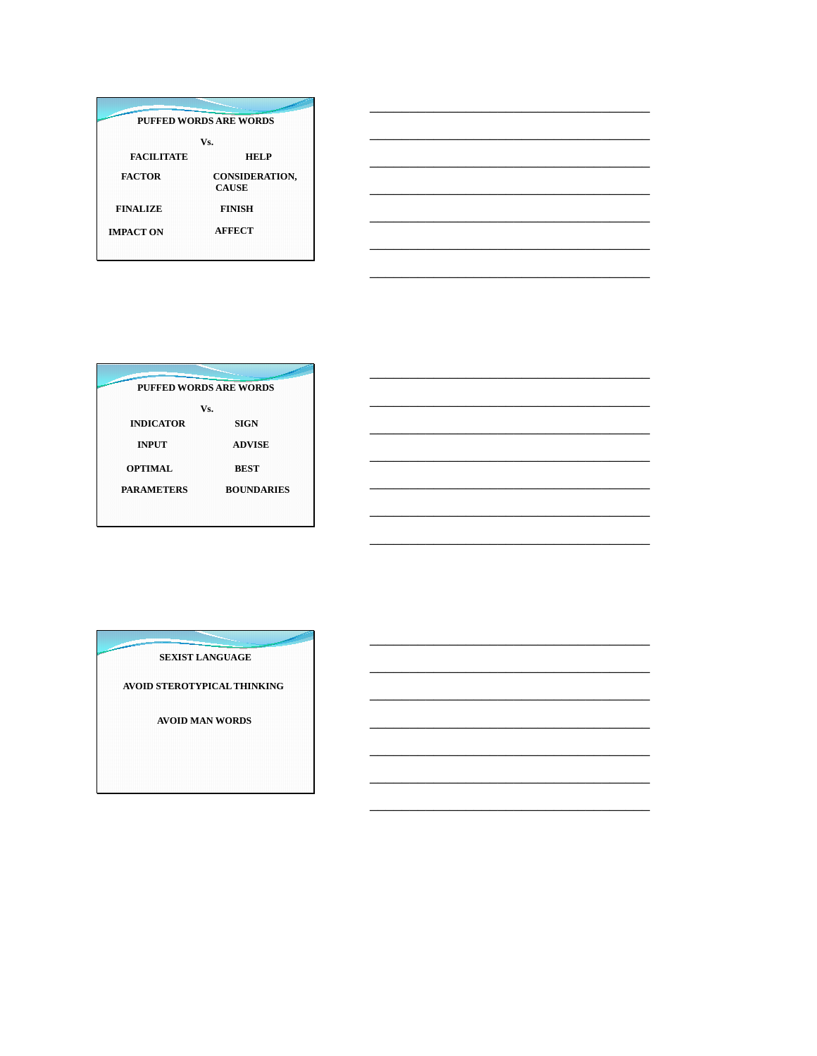## PUFFED WORDS ARE WORDS

Vs.

| | |
|---|---|
| FACILITATE | HELP |
| FACTOR | CONSIDERATION, CAUSE |
| FINALIZE | FINISH |
| IMPACT ON | AFFECT |

## PUFFED WORDS ARE WORDS

Vs.

| | |
|---|---|
| INDICATOR | SIGN |
| INPUT | ADVISE |
| OPTIMAL | BEST |
| PARAMETERS | BOUNDARIES |

## SEXIST LANGUAGE

AVOID STEROTYPICAL THINKING

AVOID MAN WORDS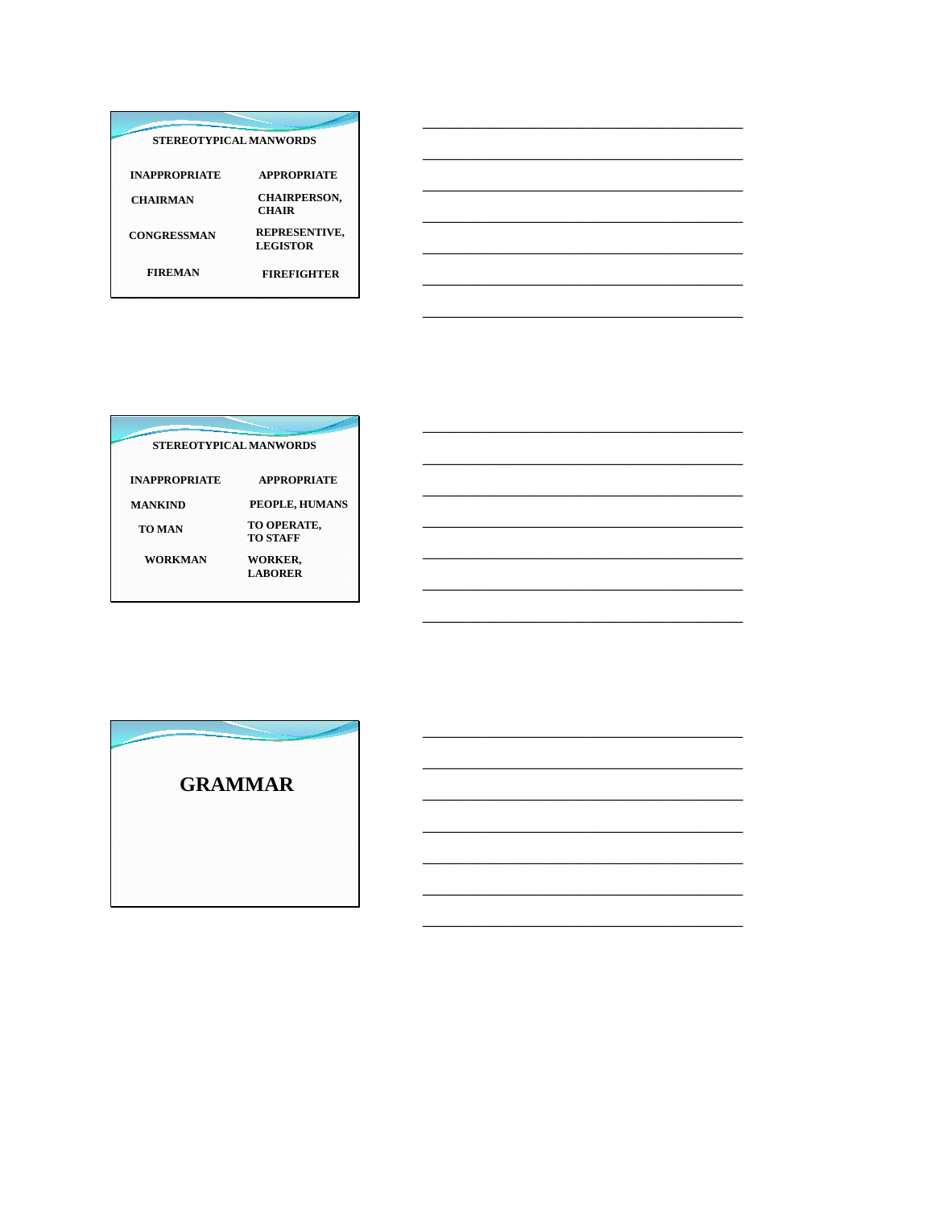## STEREOTYPICAL MANWORDS

| INAPPROPRIATE | APPROPRIATE |
|---|---|
| CHAIRMAN | CHAIRPERSON, CHAIR |
| CONGRESSMAN | REPRESENTIVE, LEGISTOR |
| FIREMAN | FIREFIGHTER |

## STEREOTYPICAL MANWORDS

| INAPPROPRIATE | APPROPRIATE |
|---|---|
| MANKIND | PEOPLE, HUMANS |
| TO MAN | TO OPERATE, TO STAFF |
| WORKMAN | WORKER, LABORER |

## GRAMMAR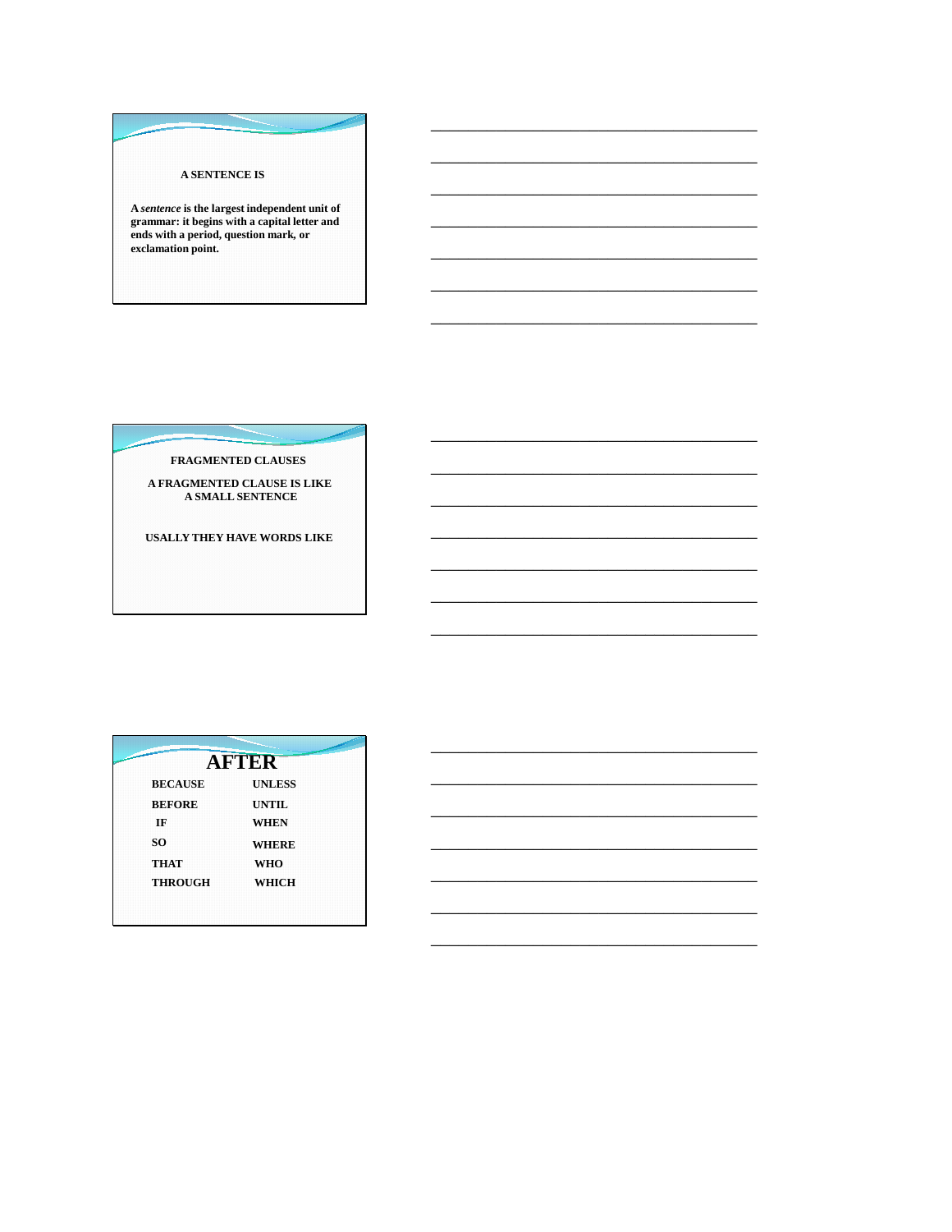## A SENTENCE IS

A *sentence* is the largest independent unit of grammar: it begins with a capital letter and ends with a period, question mark, or exclamation point.

## FRAGMENTED CLAUSES

A FRAGMENTED CLAUSE IS LIKE A SMALL SENTENCE

USALLY THEY HAVE WORDS LIKE

## AFTER

| | |
|---|---|
| BECAUSE | UNLESS |
| BEFORE | UNTIL |
| IF | WHEN |
| SO | WHERE |
| THAT | WHO |
| THROUGH | WHICH |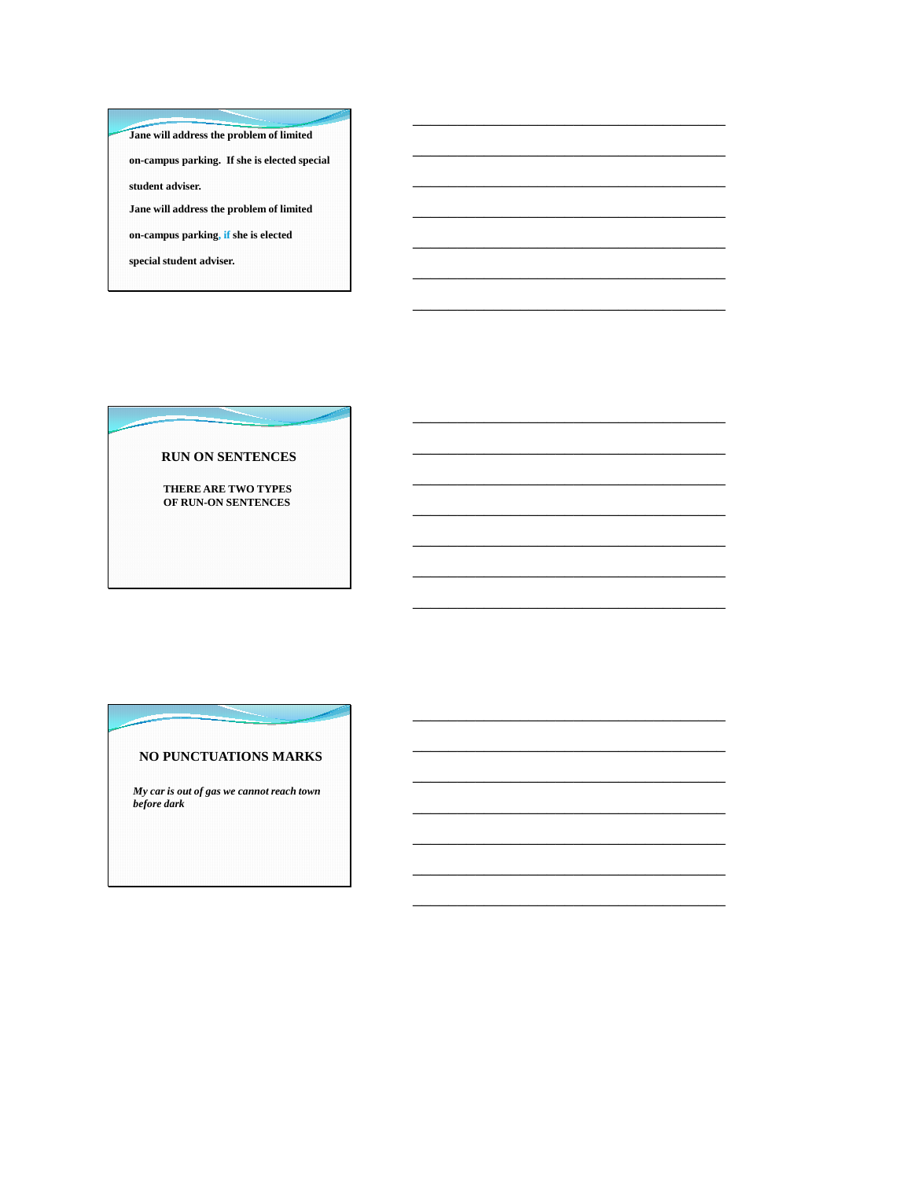**Jane will address the problem of limited on-campus parking. If she is elected special student adviser.**

**Jane will address the problem of limited on-campus parking, if she is elected special student adviser.**

## RUN ON SENTENCES

**THERE ARE TWO TYPES OF RUN-ON SENTENCES**

## NO PUNCTUATIONS MARKS

***My car is out of gas we cannot reach town before dark***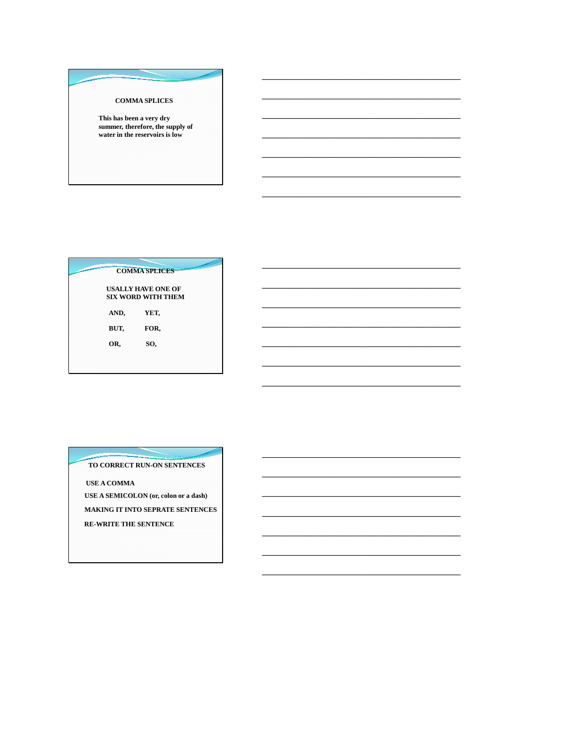## COMMA SPLICES

**This has been a very dry summer, therefore, the supply of water in the reservoirs is low**

## COMMA SPLICES

**USALLY HAVE ONE OF SIX WORD WITH THEM**

| | |
|---|---|
| **AND,** | **YET,** |
| **BUT,** | **FOR,** |
| **OR,** | **SO,** |

## TO CORRECT RUN-ON SENTENCES

**USE A COMMA**

**USE A SEMICOLON (or, colon or a dash)**

**MAKING IT INTO SEPRATE SENTENCES**

**RE-WRITE THE SENTENCE**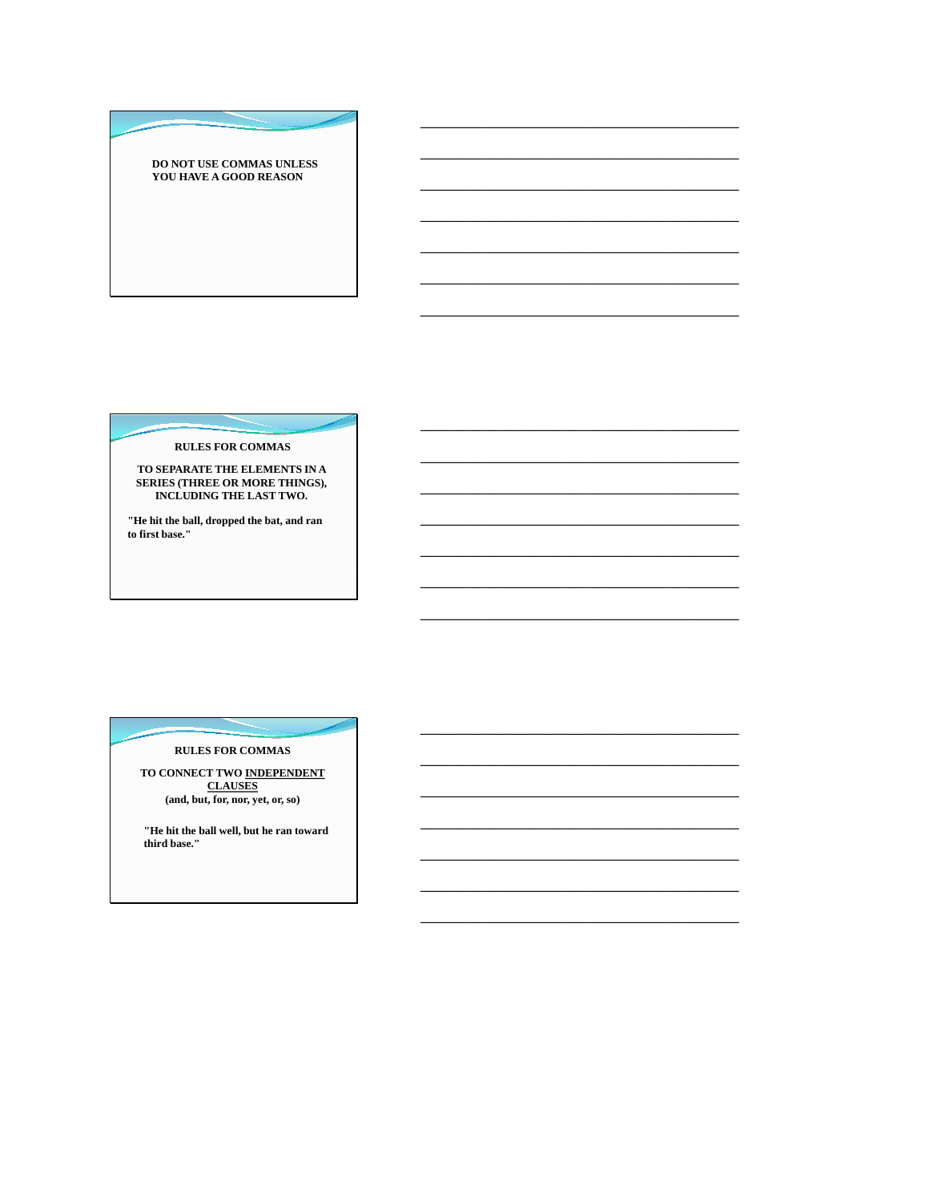**DO NOT USE COMMAS UNLESS YOU HAVE A GOOD REASON**

---

**RULES FOR COMMAS**

**TO SEPARATE THE ELEMENTS IN A SERIES (THREE OR MORE THINGS), INCLUDING THE LAST TWO.**

**"He hit the ball, dropped the bat, and ran to first base."**

---

**RULES FOR COMMAS**

**TO CONNECT TWO <u>INDEPENDENT CLAUSES</u>**
**(and, but, for, nor, yet, or, so)**

**"He hit the ball well, but he ran toward third base."**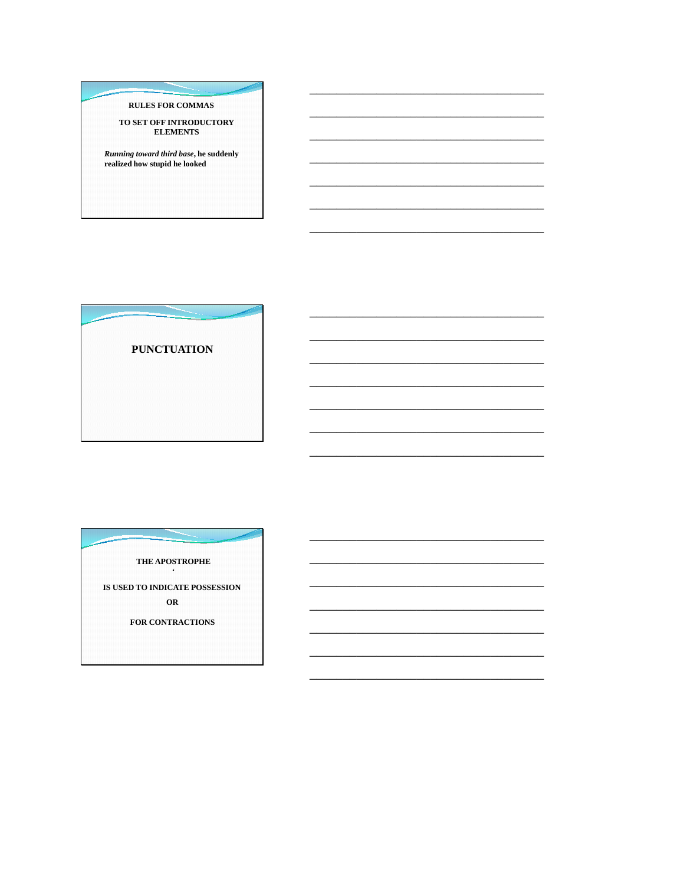**RULES FOR COMMAS**

**TO SET OFF INTRODUCTORY ELEMENTS**

***Running toward third base*, he suddenly realized how stupid he looked**

## PUNCTUATION

**THE APOSTROPHE**

**‘**

**IS USED TO INDICATE POSSESSION**

**OR**

**FOR CONTRACTIONS**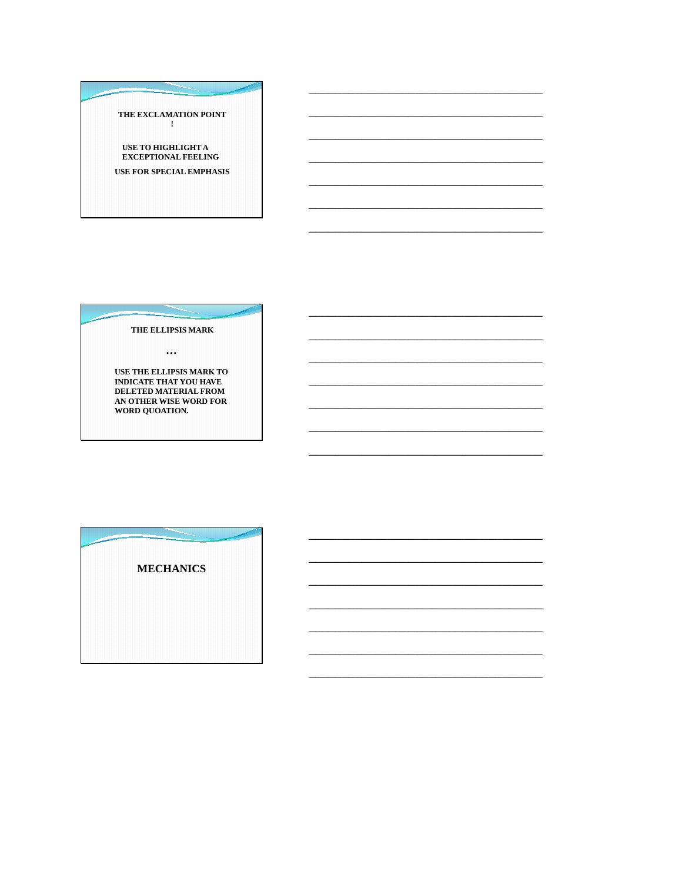## THE EXCLAMATION POINT

!

USE TO HIGHLIGHT A EXCEPTIONAL FEELING

USE FOR SPECIAL EMPHASIS

## THE ELLIPSIS MARK

…

USE THE ELLIPSIS MARK TO INDICATE THAT YOU HAVE DELETED MATERIAL FROM AN OTHER WISE WORD FOR WORD QUOATION.

# MECHANICS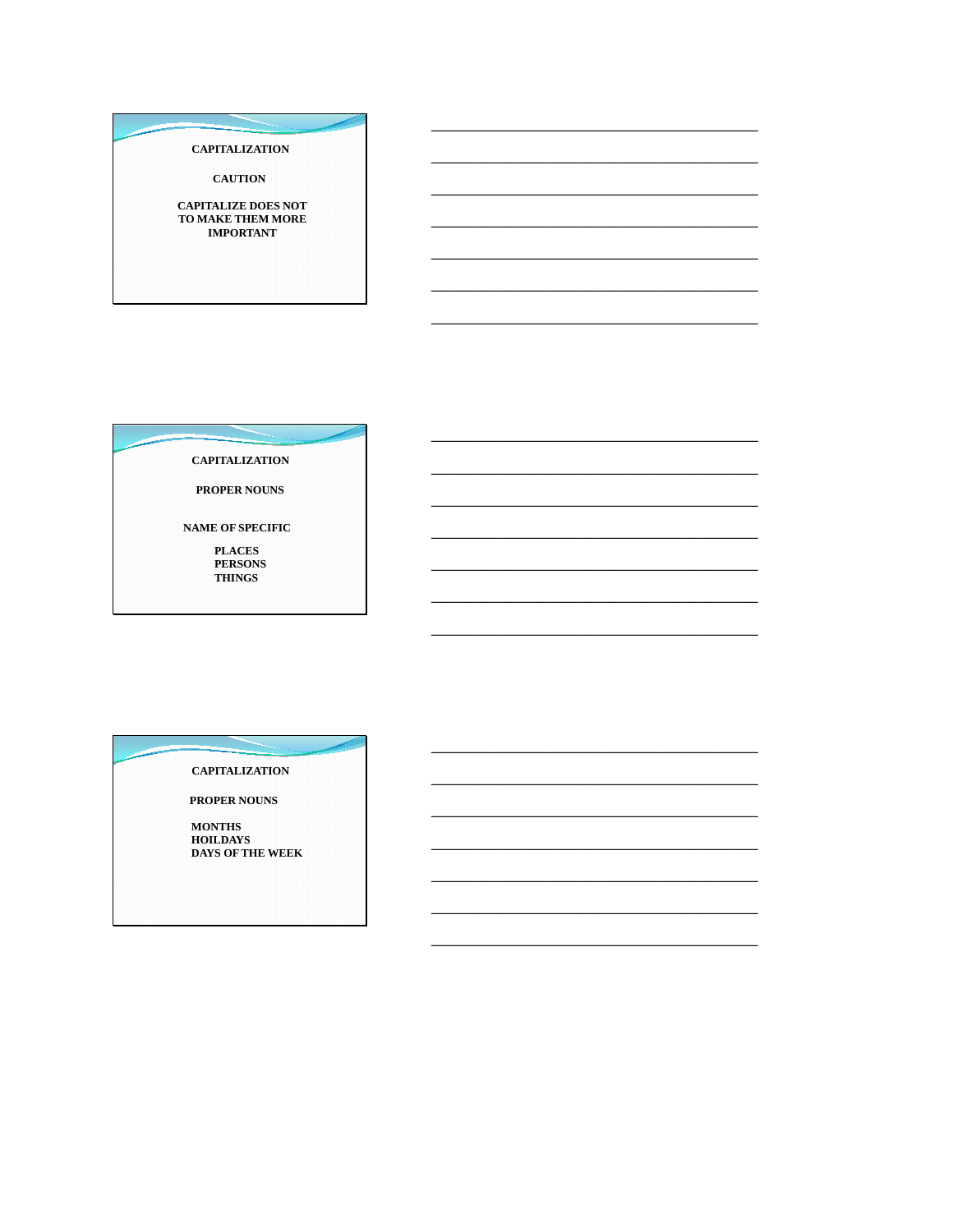CAPITALIZATION

CAUTION

CAPITALIZE DOES NOT TO MAKE THEM MORE IMPORTANT

CAPITALIZATION

PROPER NOUNS

NAME OF SPECIFIC

- PLACES
- PERSONS
- THINGS

CAPITALIZATION

PROPER NOUNS

- MONTHS
- HOILDAYS
- DAYS OF THE WEEK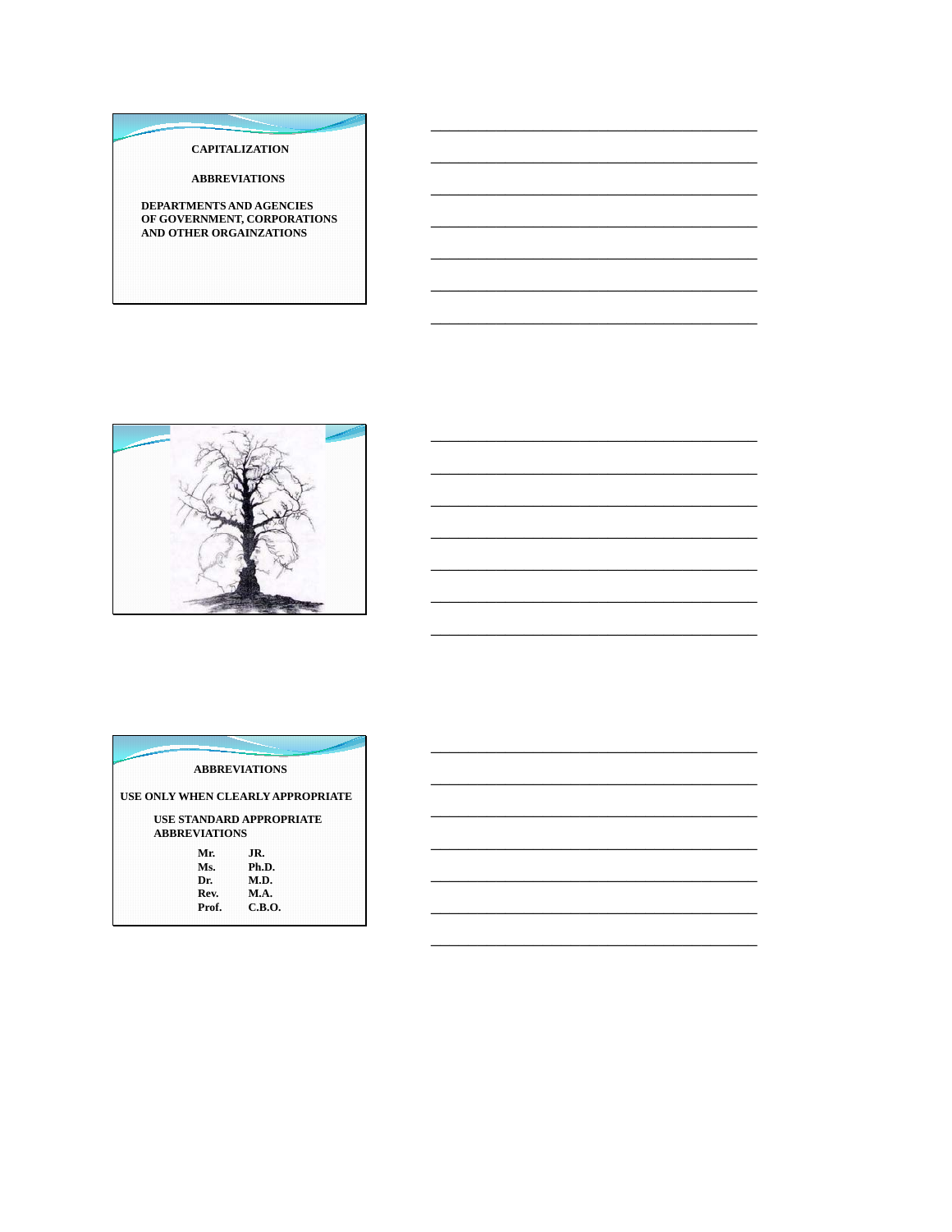CAPITALIZATION

ABBREVIATIONS

DEPARTMENTS AND AGENCIES OF GOVERNMENT, CORPORATIONS AND OTHER ORGAINZATIONS

ABBREVIATIONS

USE ONLY WHEN CLEARLY APPROPRIATE

USE STANDARD APPROPRIATE ABBREVIATIONS

| | |
|---|---|
| Mr. | JR. |
| Ms. | Ph.D. |
| Dr. | M.D. |
| Rev. | M.A. |
| Prof. | C.B.O. |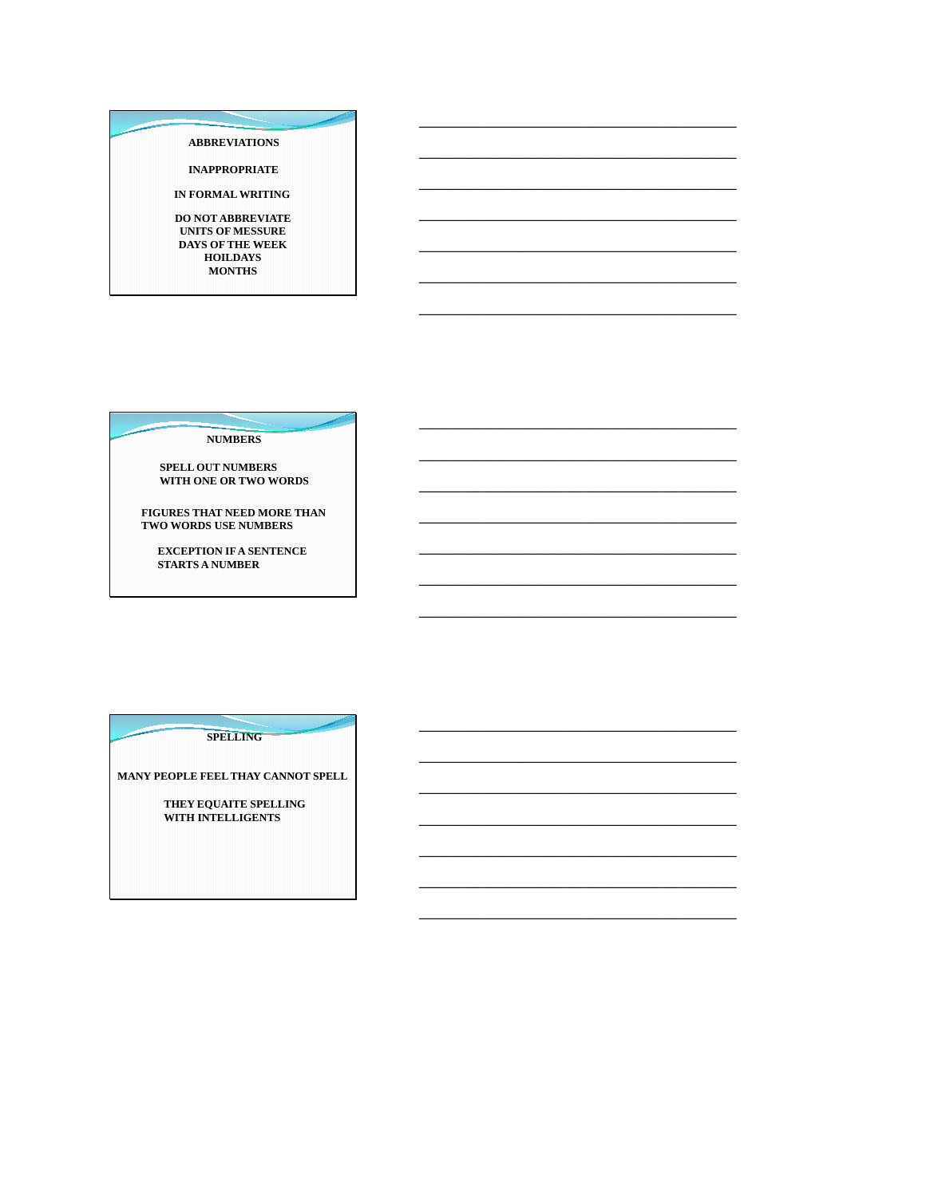## ABBREVIATIONS

INAPPROPRIATE

IN FORMAL WRITING

DO NOT ABBREVIATE
UNITS OF MESSURE
DAYS OF THE WEEK
HOILDAYS
MONTHS

## NUMBERS

SPELL OUT NUMBERS
WITH ONE OR TWO WORDS

FIGURES THAT NEED MORE THAN
TWO WORDS USE NUMBERS

EXCEPTION IF A SENTENCE
STARTS A NUMBER

## SPELLING

MANY PEOPLE FEEL THAY CANNOT SPELL

THEY EQUAITE SPELLING
WITH INTELLIGENTS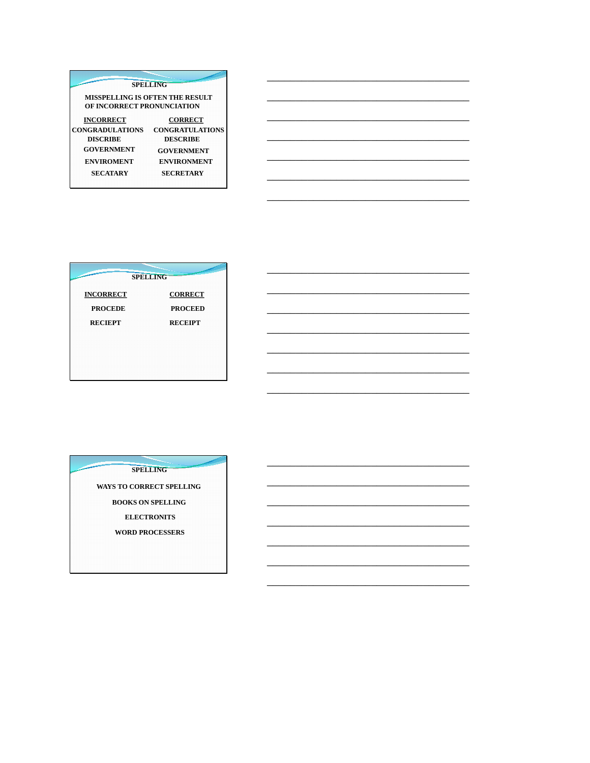## SPELLING

MISSPELLING IS OFTEN THE RESULT OF INCORRECT PRONUNCIATION

| INCORRECT | CORRECT |
| --- | --- |
| CONGRADULATIONS | CONGRATULATIONS |
| DISCRIBE | DESCRIBE |
| GOVERNMENT | GOVERNMENT |
| ENVIROMENT | ENVIRONMENT |
| SECATARY | SECRETARY |

## SPELLING

| INCORRECT | CORRECT |
| --- | --- |
| PROCEDE | PROCEED |
| RECIEPT | RECEIPT |

## SPELLING

WAYS TO CORRECT SPELLING

BOOKS ON SPELLING

ELECTRONITS

WORD PROCESSERS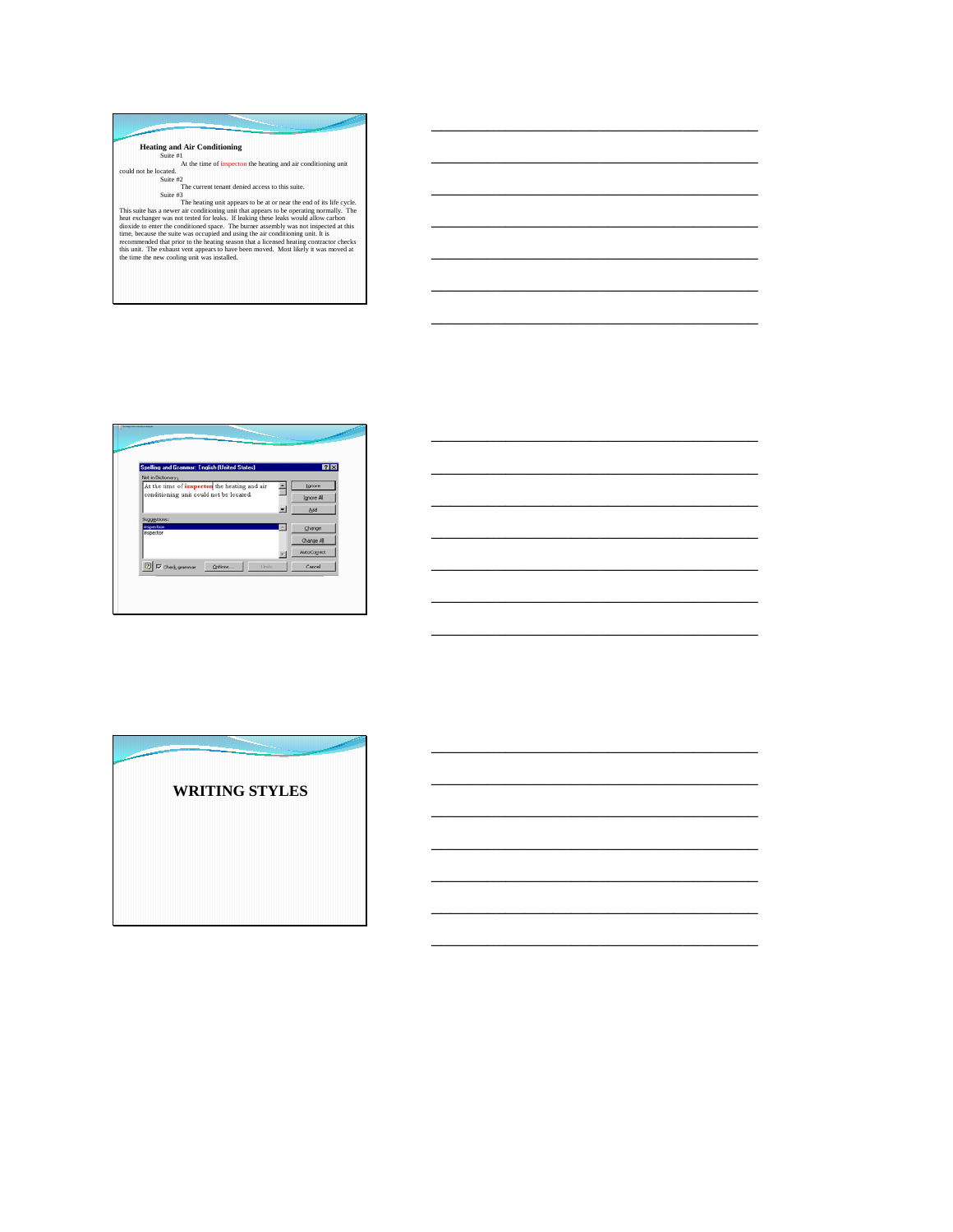## Heating and Air Conditioning

Suite #1

At the time of inspecton the heating and air conditioning unit could not be located.

Suite #2

The current tenant denied access to this suite.

Suite #3

The heating unit appears to be at or near the end of its life cycle. This suite has a newer air conditioning unit that appears to be operating normally. The heat exchanger was not tested for leaks. If leaking these leaks would allow carbon dioxide to enter the conditioned space. The burner assembly was not inspected at this time, because the suite was occupied and using the air conditioning unit. It is recommended that prior to the heating season that a licensed heating contractor checks this unit. The exhaust vent appears to have been moved. Most likely it was moved at the time the new cooling unit was installed.

Spelling and Grammar: English (United States)

Not in Dictionary:

At the time of **inspecton** the heating and air conditioning unit could not be located.

Suggestions:

inspection
inspector

Ignore | Ignore All | Add | Change | Change All | AutoCorrect | Check grammar | Options... | Undo | Cancel

## WRITING STYLES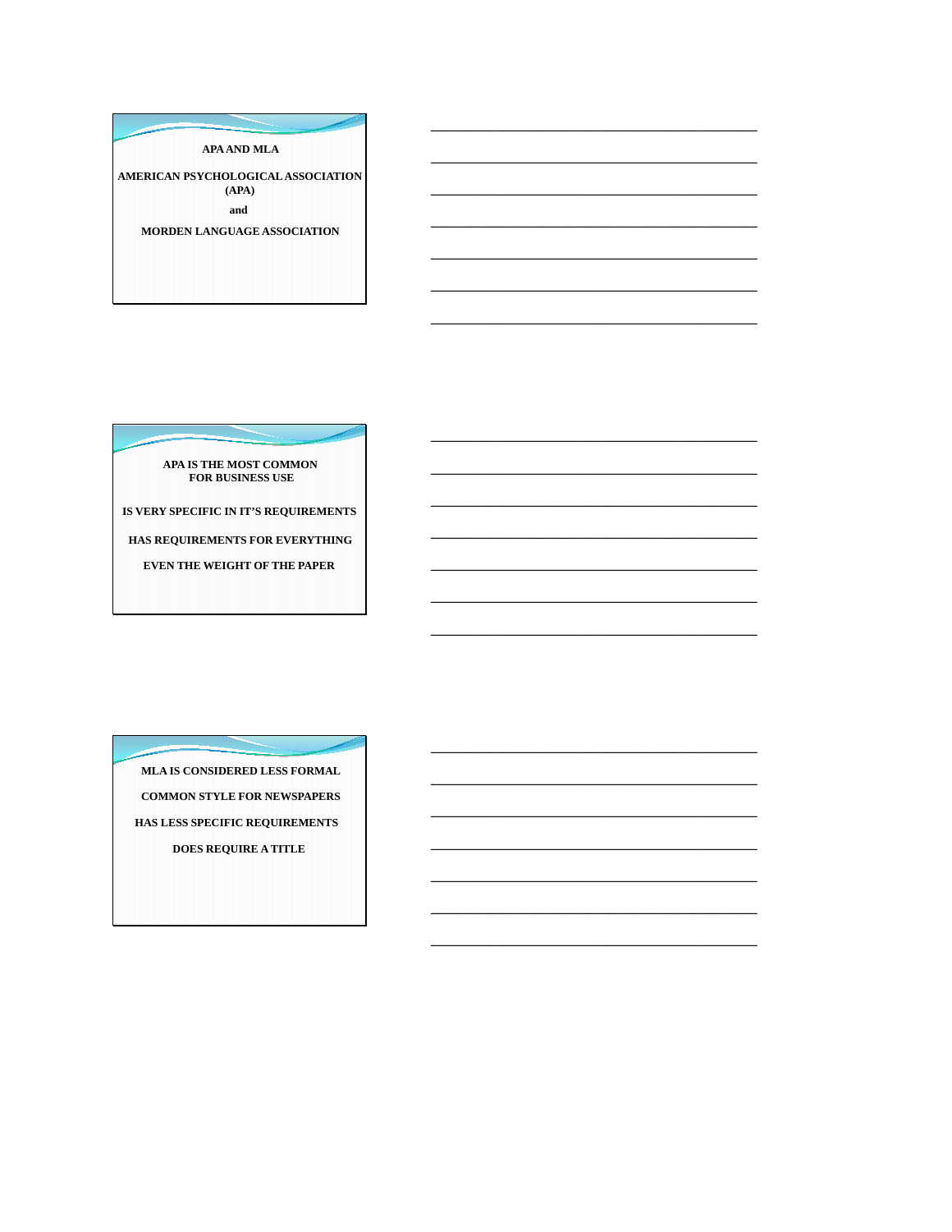APA AND MLA

AMERICAN PSYCHOLOGICAL ASSOCIATION (APA)

and

MORDEN LANGUAGE ASSOCIATION

---

APA IS THE MOST COMMON FOR BUSINESS USE

IS VERY SPECIFIC IN IT'S REQUIREMENTS

HAS REQUIREMENTS FOR EVERYTHING

EVEN THE WEIGHT OF THE PAPER

---

MLA IS CONSIDERED LESS FORMAL

COMMON STYLE FOR NEWSPAPERS

HAS LESS SPECIFIC REQUIREMENTS

DOES REQUIRE A TITLE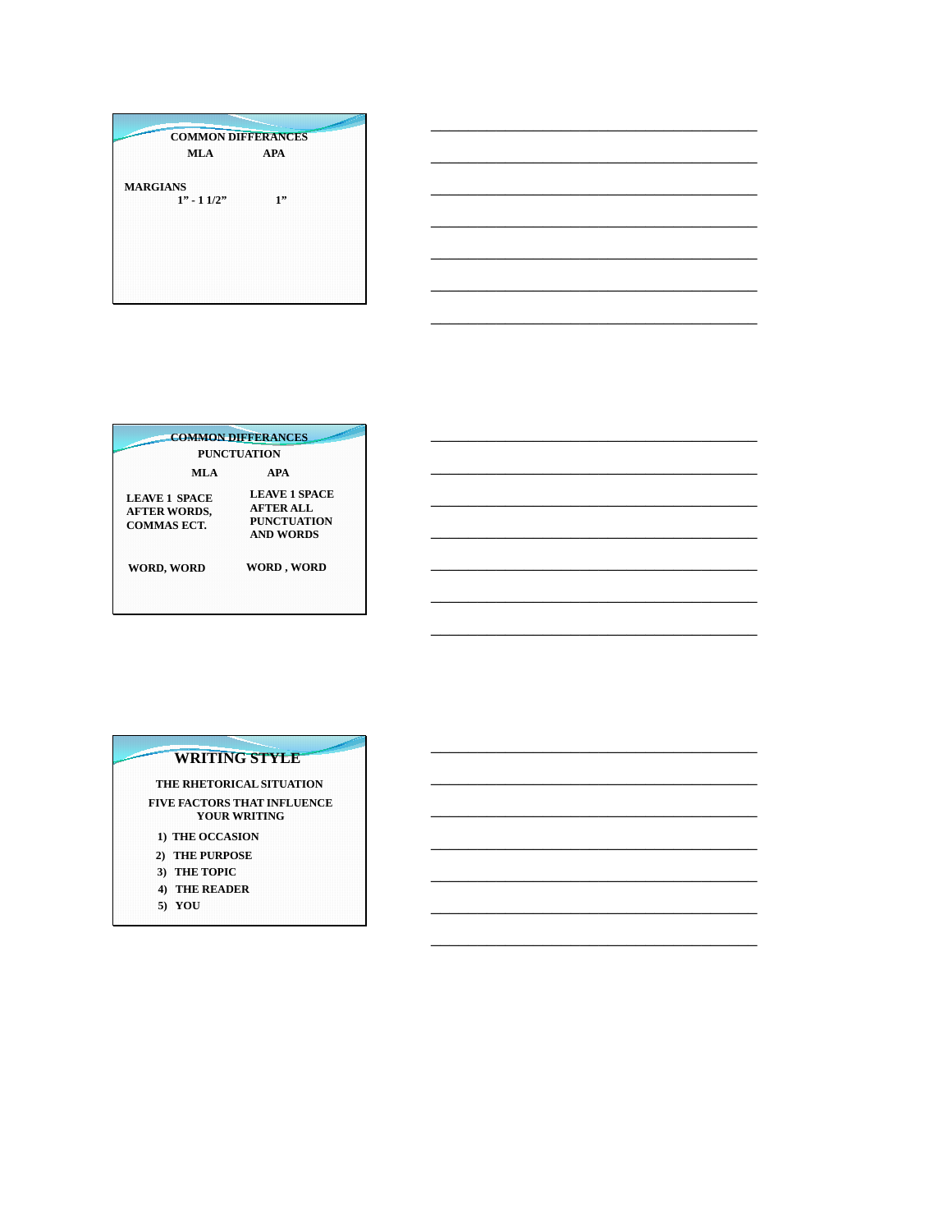## COMMON DIFFERANCES

| | MLA | APA |
|---|---|---|
| MARGIANS | 1" - 1 1/2" | 1" |

## COMMON DIFFERANCES

PUNCTUATION

| MLA | APA |
|---|---|
| LEAVE 1 SPACE AFTER WORDS, COMMAS ECT. | LEAVE 1 SPACE AFTER ALL PUNCTUATION AND WORDS |
| WORD, WORD | WORD , WORD |

## WRITING STYLE

THE RHETORICAL SITUATION

FIVE FACTORS THAT INFLUENCE YOUR WRITING

1) THE OCCASION
2) THE PURPOSE
3) THE TOPIC
4) THE READER
5) YOU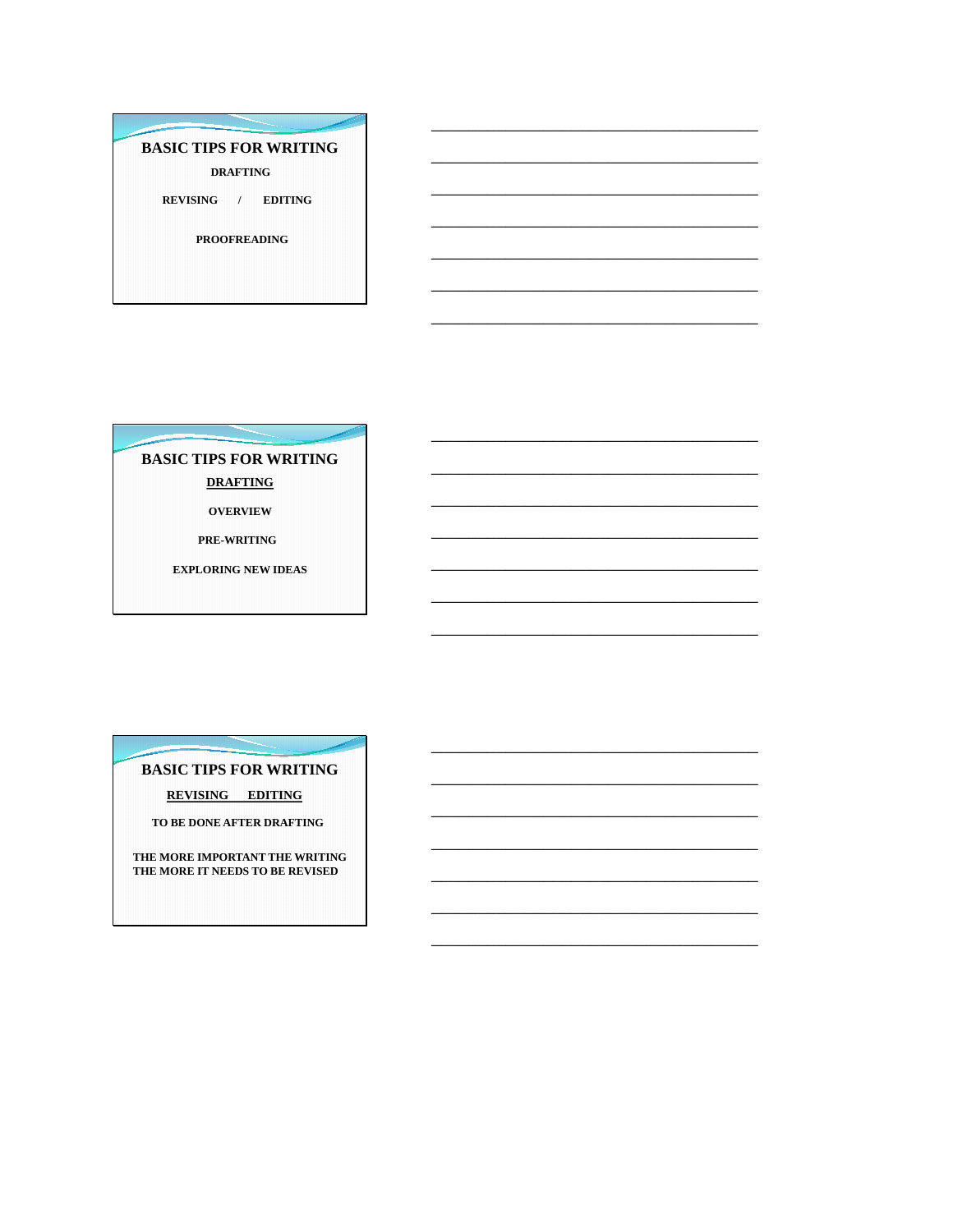## BASIC TIPS FOR WRITING

**DRAFTING**

**REVISING / EDITING**

**PROOFREADING**

## BASIC TIPS FOR WRITING

**DRAFTING**

**OVERVIEW**

**PRE-WRITING**

**EXPLORING NEW IDEAS**

## BASIC TIPS FOR WRITING

**REVISING EDITING**

**TO BE DONE AFTER DRAFTING**

**THE MORE IMPORTANT THE WRITING THE MORE IT NEEDS TO BE REVISED**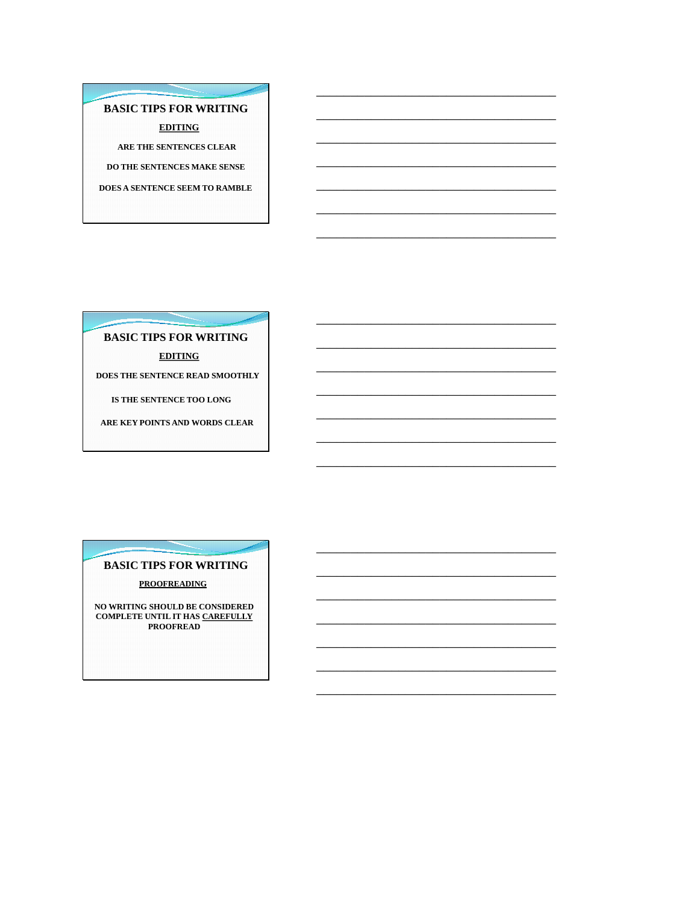## BASIC TIPS FOR WRITING

**EDITING**

**ARE THE SENTENCES CLEAR**

**DO THE SENTENCES MAKE SENSE**

**DOES A SENTENCE SEEM TO RAMBLE**

## BASIC TIPS FOR WRITING

**EDITING**

**DOES THE SENTENCE READ SMOOTHLY**

**IS THE SENTENCE TOO LONG**

**ARE KEY POINTS AND WORDS CLEAR**

## BASIC TIPS FOR WRITING

**PROOFREADING**

**NO WRITING SHOULD BE CONSIDERED COMPLETE UNTIL IT HAS CAREFULLY PROOFREAD**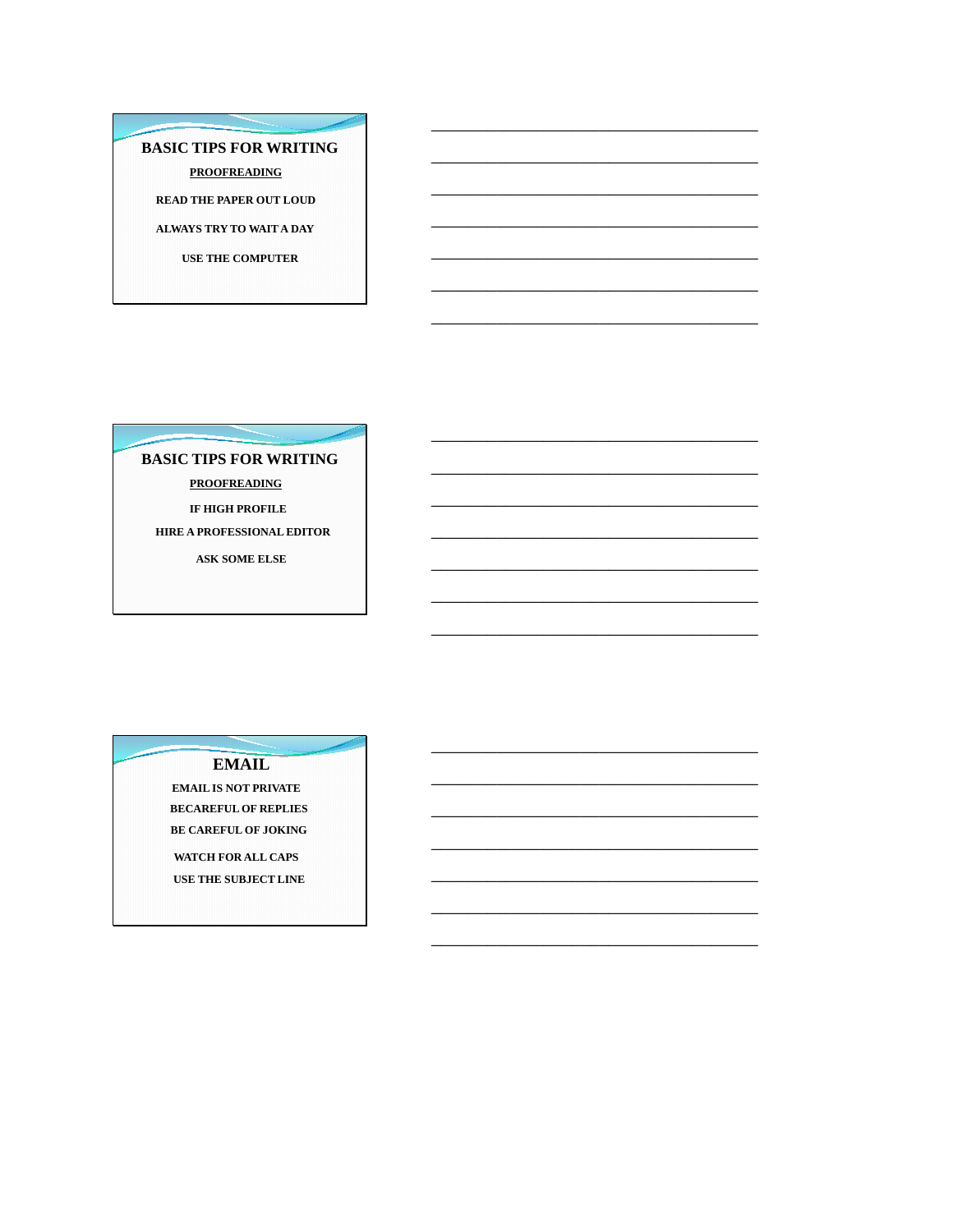## BASIC TIPS FOR WRITING

**PROOFREADING**

READ THE PAPER OUT LOUD

ALWAYS TRY TO WAIT A DAY

USE THE COMPUTER

## BASIC TIPS FOR WRITING

**PROOFREADING**

IF HIGH PROFILE

HIRE A PROFESSIONAL EDITOR

ASK SOME ELSE

## EMAIL

EMAIL IS NOT PRIVATE

BECAREFUL OF REPLIES

BE CAREFUL OF JOKING

WATCH FOR ALL CAPS

USE THE SUBJECT LINE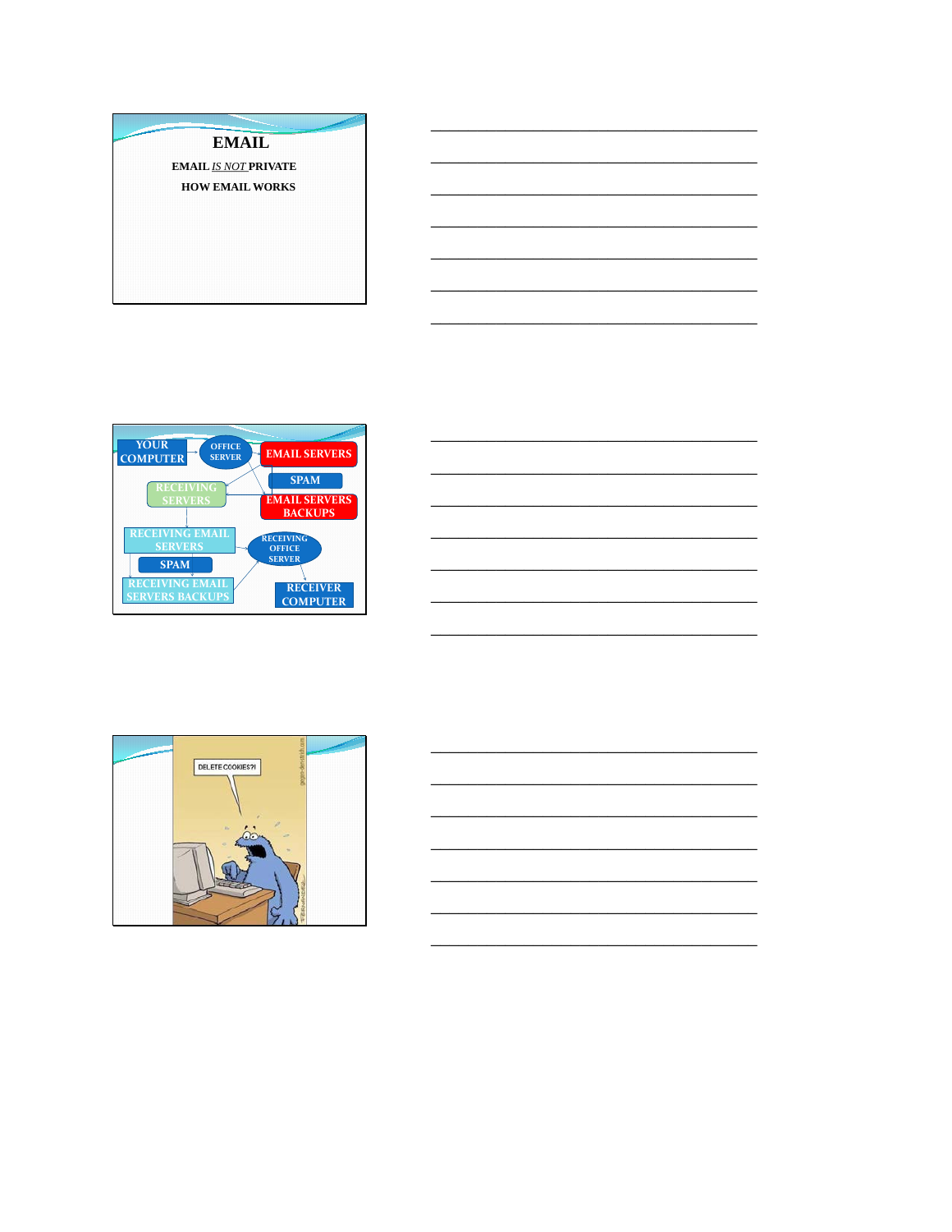# EMAIL

**EMAIL *IS NOT* PRIVATE**

**HOW EMAIL WORKS**

YOUR COMPUTER → OFFICE SERVER → EMAIL SERVERS

SPAM

EMAIL SERVERS BACKUPS

RECEIVING SERVERS

RECEIVING EMAIL SERVERS

SPAM

RECEIVING EMAIL SERVERS BACKUPS

RECEIVING OFFICE SERVER

RECEIVER COMPUTER

DELETE COOKIES?!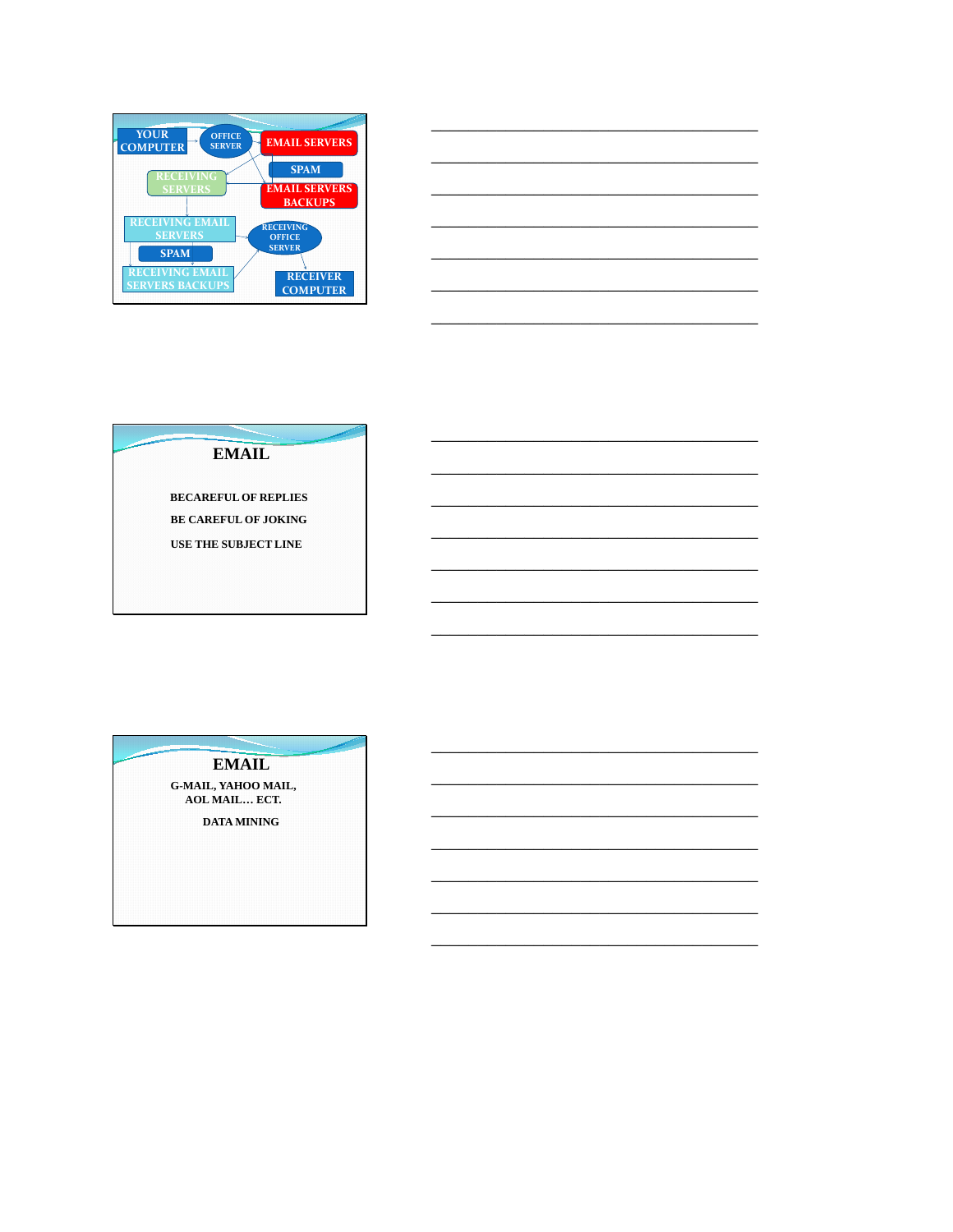YOUR COMPUTER

OFFICE SERVER

EMAIL SERVERS

SPAM

EMAIL SERVERS BACKUPS

RECEIVING SERVERS

RECEIVING EMAIL SERVERS

SPAM

RECEIVING EMAIL SERVERS BACKUPS

RECEIVING OFFICE SERVER

RECEIVER COMPUTER

# EMAIL

BECAREFUL OF REPLIES

BE CAREFUL OF JOKING

USE THE SUBJECT LINE

# EMAIL

G-MAIL, YAHOO MAIL, AOL MAIL… ECT.

DATA MINING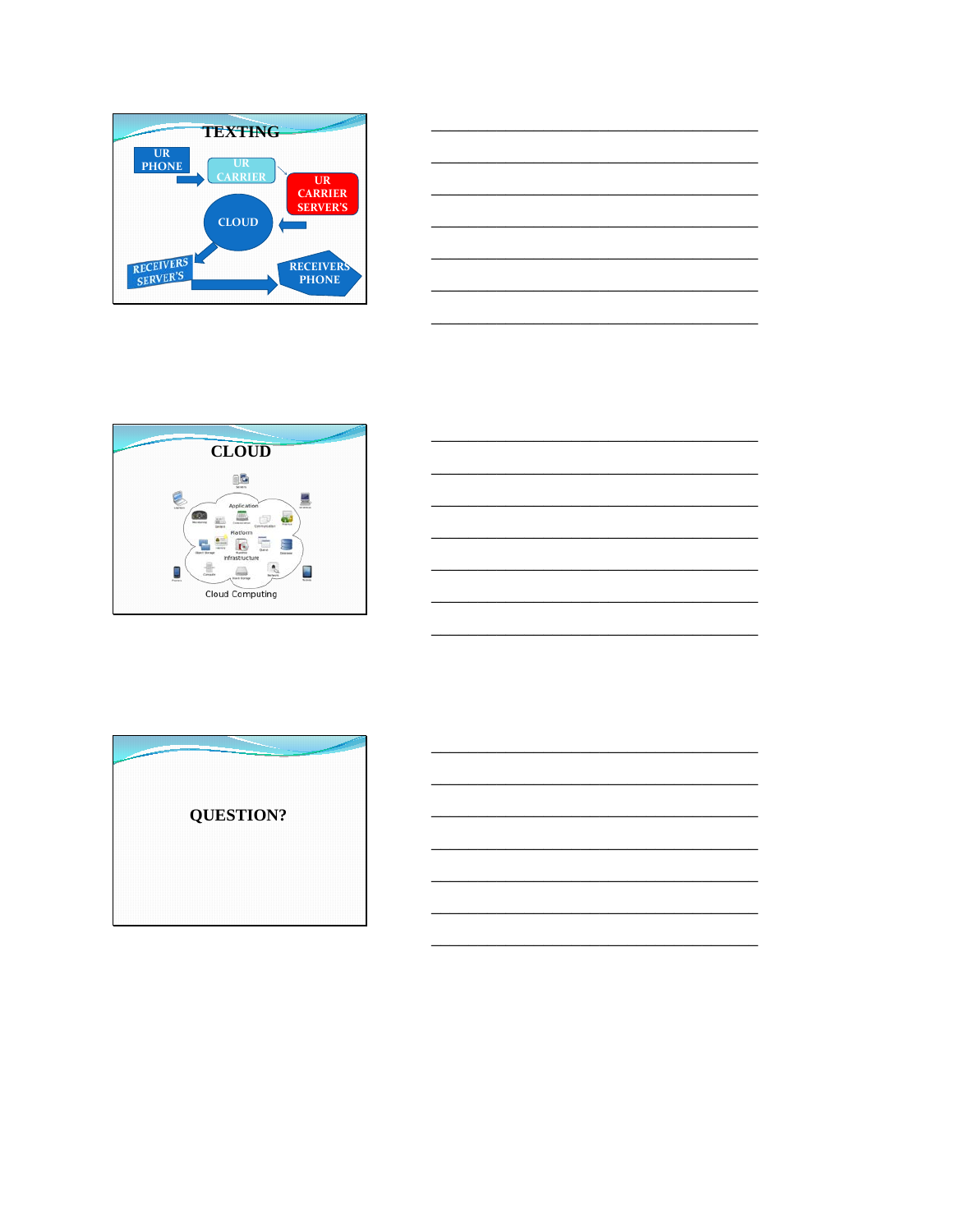## TEXTING

UR PHONE

UR CARRIER

UR CARRIER SERVER'S

CLOUD

RECEIVERS SERVER'S

RECEIVERS PHONE

## CLOUD

Application

Platform

Infrastructure

Cloud Computing

## QUESTION?